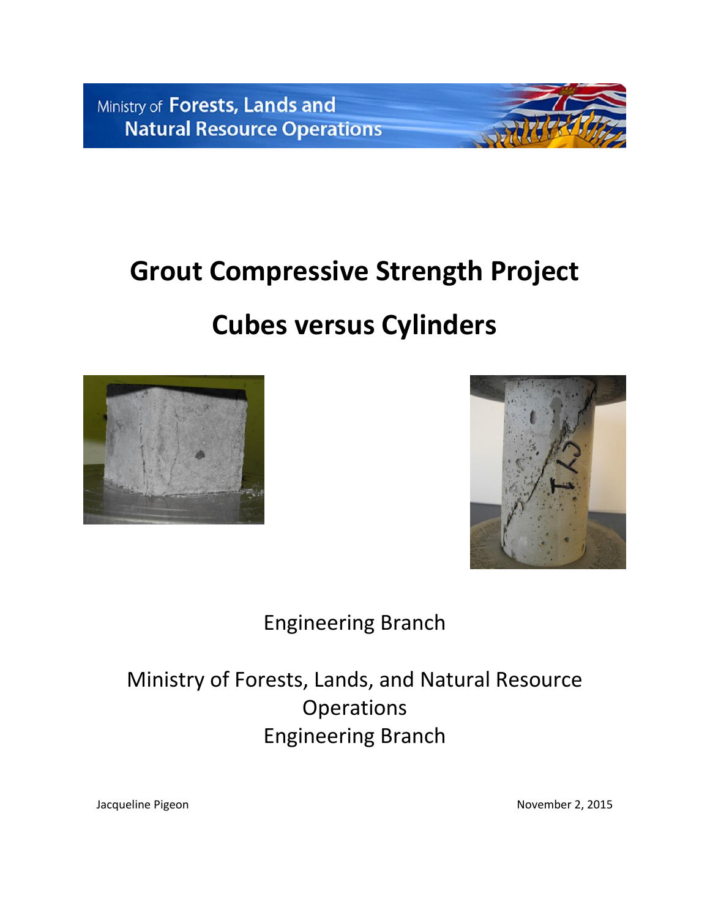Ministry of Forests, Lands and Natural Resource Operations

# Grout Compressive Strength Project

# Cubes versus Cylinders

Engineering Branch

Ministry of Forests, Lands, and Natural Resource Operations
Engineering Branch

Jacqueline Pigeon

November 2, 2015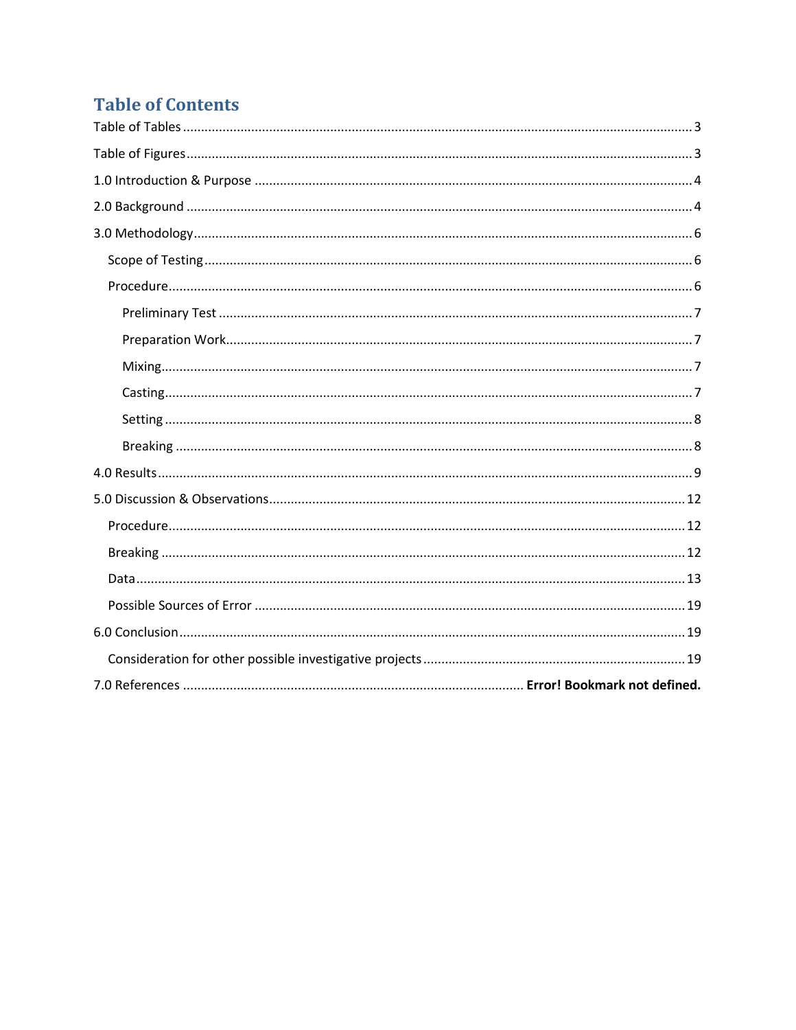# Table of Contents

Table of Tables ........................................................................................................................................ 3

Table of Figures ........................................................................................................................................ 3

1.0 Introduction & Purpose ....................................................................................................................... 4

2.0 Background .......................................................................................................................................... 4

3.0 Methodology ....................................................................................................................................... 6

- Scope of Testing .................................................................................................................................. 6
- Procedure ............................................................................................................................................ 6
  - Preliminary Test ............................................................................................................................... 7
  - Preparation Work ............................................................................................................................. 7
  - Mixing ............................................................................................................................................... 7
  - Casting .............................................................................................................................................. 7
  - Setting .............................................................................................................................................. 8
  - Breaking ............................................................................................................................................ 8

4.0 Results ................................................................................................................................................. 9

5.0 Discussion & Observations ................................................................................................................. 12

- Procedure .......................................................................................................................................... 12
- Breaking ............................................................................................................................................ 12
- Data ................................................................................................................................................... 13
- Possible Sources of Error ................................................................................................................... 19

6.0 Conclusion .......................................................................................................................................... 19

- Consideration for other possible investigative projects .................................................................... 19

7.0 References ............................................................................................. **Error! Bookmark not defined.**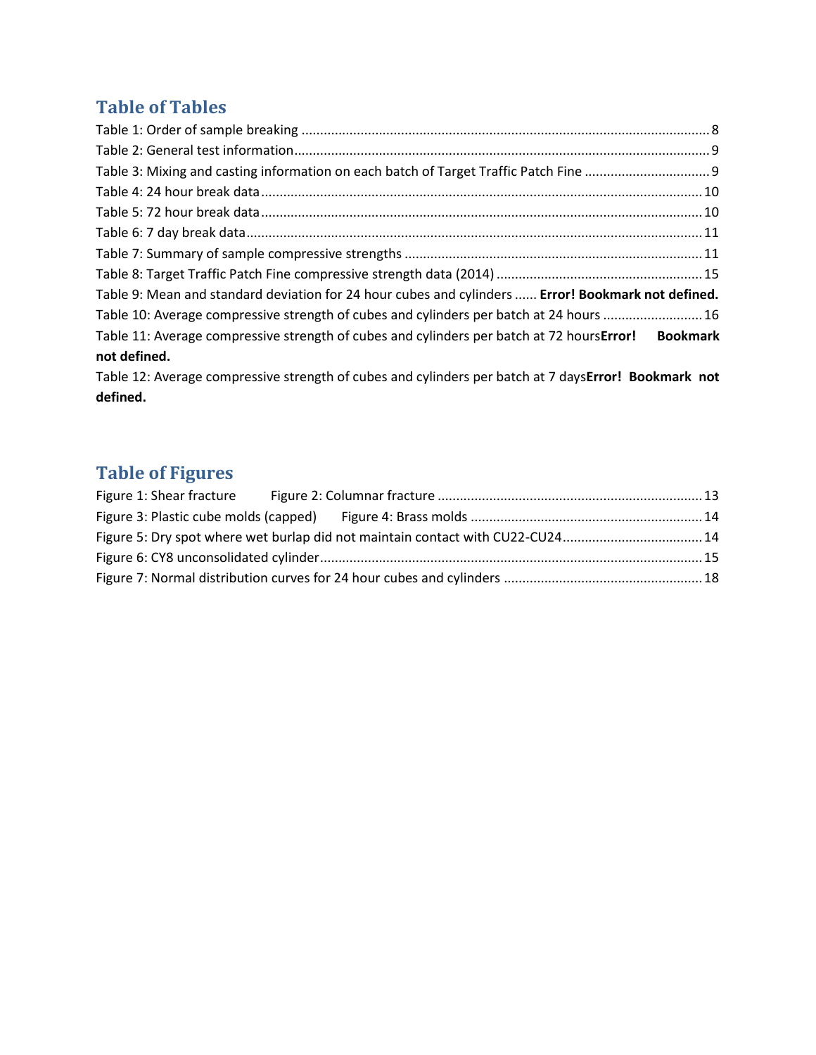## Table of Tables

Table 1: Order of sample breaking .............................................................................................................. 8
Table 2: General test information ................................................................................................................ 9
Table 3: Mixing and casting information on each batch of Target Traffic Patch Fine .................................. 9
Table 4: 24 hour break data ....................................................................................................................... 10
Table 5: 72 hour break data ....................................................................................................................... 10
Table 6: 7 day break data ........................................................................................................................... 11
Table 7: Summary of sample compressive strengths ................................................................................. 11
Table 8: Target Traffic Patch Fine compressive strength data (2014) ........................................................ 15
Table 9: Mean and standard deviation for 24 hour cubes and cylinders ...... **Error! Bookmark not defined.**
Table 10: Average compressive strength of cubes and cylinders per batch at 24 hours ........................... 16
Table 11: Average compressive strength of cubes and cylinders per batch at 72 hours**Error! Bookmark not defined.**
Table 12: Average compressive strength of cubes and cylinders per batch at 7 days**Error! Bookmark not defined.**

## Table of Figures

Figure 1: Shear fracture Figure 2: Columnar fracture ......................................................................... 13
Figure 3: Plastic cube molds (capped) Figure 4: Brass molds ................................................................ 14
Figure 5: Dry spot where wet burlap did not maintain contact with CU22-CU24...................................... 14
Figure 6: CY8 unconsolidated cylinder ........................................................................................................ 15
Figure 7: Normal distribution curves for 24 hour cubes and cylinders ...................................................... 18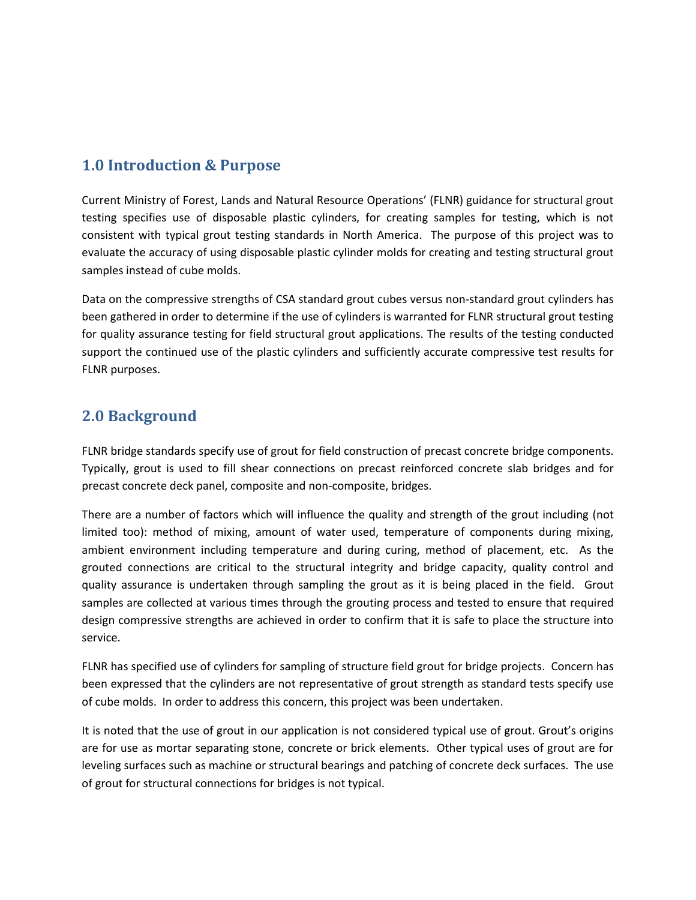## 1.0 Introduction & Purpose

Current Ministry of Forest, Lands and Natural Resource Operations' (FLNR) guidance for structural grout testing specifies use of disposable plastic cylinders, for creating samples for testing, which is not consistent with typical grout testing standards in North America. The purpose of this project was to evaluate the accuracy of using disposable plastic cylinder molds for creating and testing structural grout samples instead of cube molds.

Data on the compressive strengths of CSA standard grout cubes versus non-standard grout cylinders has been gathered in order to determine if the use of cylinders is warranted for FLNR structural grout testing for quality assurance testing for field structural grout applications. The results of the testing conducted support the continued use of the plastic cylinders and sufficiently accurate compressive test results for FLNR purposes.

## 2.0 Background

FLNR bridge standards specify use of grout for field construction of precast concrete bridge components. Typically, grout is used to fill shear connections on precast reinforced concrete slab bridges and for precast concrete deck panel, composite and non-composite, bridges.

There are a number of factors which will influence the quality and strength of the grout including (not limited too): method of mixing, amount of water used, temperature of components during mixing, ambient environment including temperature and during curing, method of placement, etc. As the grouted connections are critical to the structural integrity and bridge capacity, quality control and quality assurance is undertaken through sampling the grout as it is being placed in the field. Grout samples are collected at various times through the grouting process and tested to ensure that required design compressive strengths are achieved in order to confirm that it is safe to place the structure into service.

FLNR has specified use of cylinders for sampling of structure field grout for bridge projects. Concern has been expressed that the cylinders are not representative of grout strength as standard tests specify use of cube molds. In order to address this concern, this project was been undertaken.

It is noted that the use of grout in our application is not considered typical use of grout. Grout's origins are for use as mortar separating stone, concrete or brick elements. Other typical uses of grout are for leveling surfaces such as machine or structural bearings and patching of concrete deck surfaces. The use of grout for structural connections for bridges is not typical.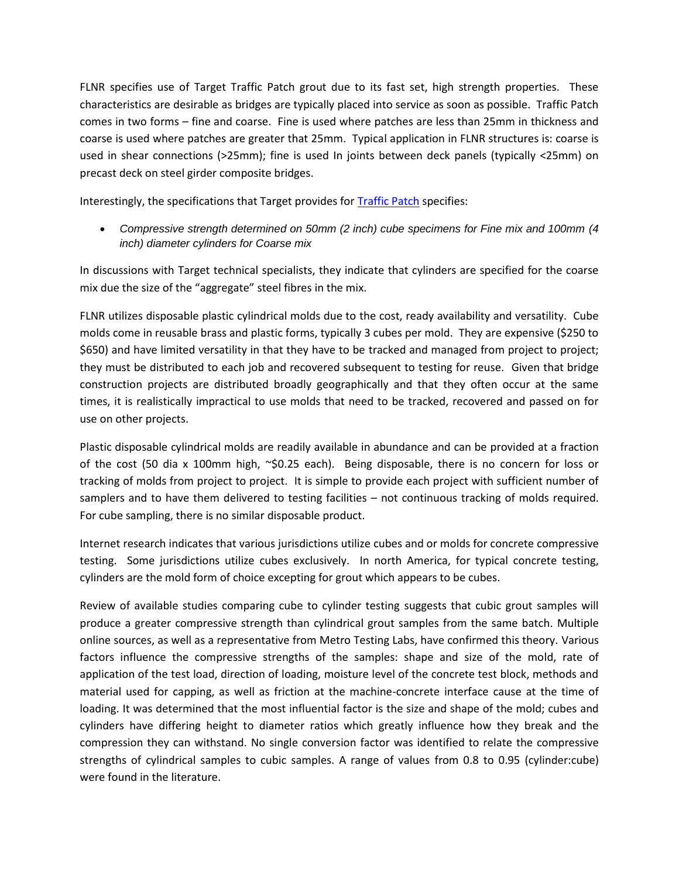FLNR specifies use of Target Traffic Patch grout due to its fast set, high strength properties. These characteristics are desirable as bridges are typically placed into service as soon as possible. Traffic Patch comes in two forms – fine and coarse. Fine is used where patches are less than 25mm in thickness and coarse is used where patches are greater that 25mm. Typical application in FLNR structures is: coarse is used in shear connections (>25mm); fine is used In joints between deck panels (typically <25mm) on precast deck on steel girder composite bridges.

Interestingly, the specifications that Target provides for Traffic Patch specifies:

- *Compressive strength determined on 50mm (2 inch) cube specimens for Fine mix and 100mm (4 inch) diameter cylinders for Coarse mix*

In discussions with Target technical specialists, they indicate that cylinders are specified for the coarse mix due the size of the "aggregate" steel fibres in the mix.

FLNR utilizes disposable plastic cylindrical molds due to the cost, ready availability and versatility. Cube molds come in reusable brass and plastic forms, typically 3 cubes per mold. They are expensive ($250 to $650) and have limited versatility in that they have to be tracked and managed from project to project; they must be distributed to each job and recovered subsequent to testing for reuse. Given that bridge construction projects are distributed broadly geographically and that they often occur at the same times, it is realistically impractical to use molds that need to be tracked, recovered and passed on for use on other projects.

Plastic disposable cylindrical molds are readily available in abundance and can be provided at a fraction of the cost (50 dia x 100mm high, ~$0.25 each). Being disposable, there is no concern for loss or tracking of molds from project to project. It is simple to provide each project with sufficient number of samplers and to have them delivered to testing facilities – not continuous tracking of molds required. For cube sampling, there is no similar disposable product.

Internet research indicates that various jurisdictions utilize cubes and or molds for concrete compressive testing. Some jurisdictions utilize cubes exclusively. In north America, for typical concrete testing, cylinders are the mold form of choice excepting for grout which appears to be cubes.

Review of available studies comparing cube to cylinder testing suggests that cubic grout samples will produce a greater compressive strength than cylindrical grout samples from the same batch. Multiple online sources, as well as a representative from Metro Testing Labs, have confirmed this theory. Various factors influence the compressive strengths of the samples: shape and size of the mold, rate of application of the test load, direction of loading, moisture level of the concrete test block, methods and material used for capping, as well as friction at the machine-concrete interface cause at the time of loading. It was determined that the most influential factor is the size and shape of the mold; cubes and cylinders have differing height to diameter ratios which greatly influence how they break and the compression they can withstand. No single conversion factor was identified to relate the compressive strengths of cylindrical samples to cubic samples. A range of values from 0.8 to 0.95 (cylinder:cube) were found in the literature.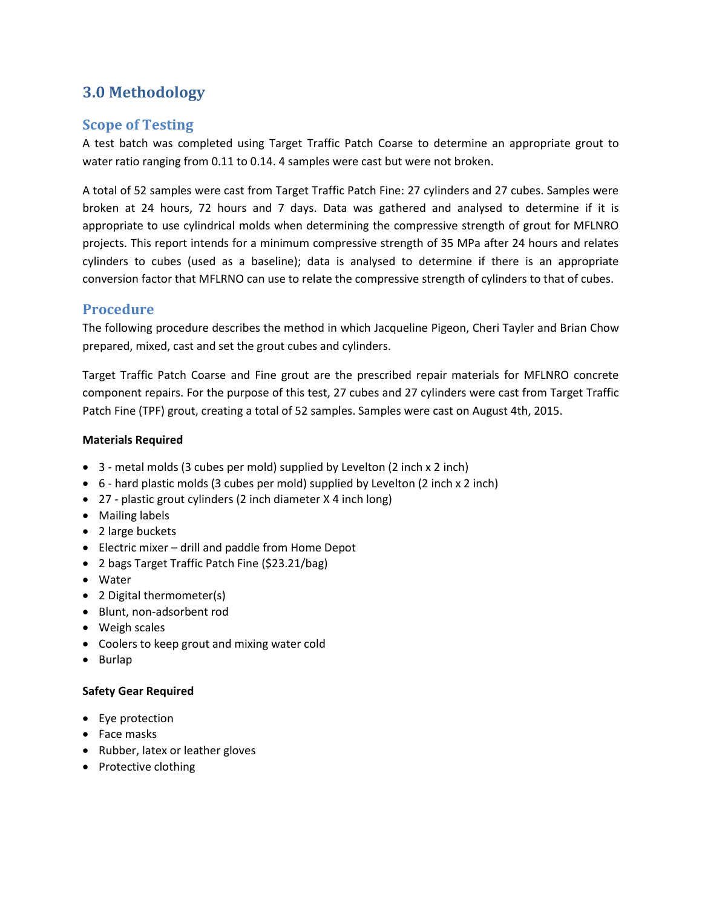# 3.0 Methodology

## Scope of Testing

A test batch was completed using Target Traffic Patch Coarse to determine an appropriate grout to water ratio ranging from 0.11 to 0.14. 4 samples were cast but were not broken.

A total of 52 samples were cast from Target Traffic Patch Fine: 27 cylinders and 27 cubes. Samples were broken at 24 hours, 72 hours and 7 days. Data was gathered and analysed to determine if it is appropriate to use cylindrical molds when determining the compressive strength of grout for MFLNRO projects. This report intends for a minimum compressive strength of 35 MPa after 24 hours and relates cylinders to cubes (used as a baseline); data is analysed to determine if there is an appropriate conversion factor that MFLRNO can use to relate the compressive strength of cylinders to that of cubes.

## Procedure

The following procedure describes the method in which Jacqueline Pigeon, Cheri Tayler and Brian Chow prepared, mixed, cast and set the grout cubes and cylinders.

Target Traffic Patch Coarse and Fine grout are the prescribed repair materials for MFLNRO concrete component repairs. For the purpose of this test, 27 cubes and 27 cylinders were cast from Target Traffic Patch Fine (TPF) grout, creating a total of 52 samples. Samples were cast on August 4th, 2015.

**Materials Required**

- 3 - metal molds (3 cubes per mold) supplied by Levelton (2 inch x 2 inch)
- 6 - hard plastic molds (3 cubes per mold) supplied by Levelton (2 inch x 2 inch)
- 27 - plastic grout cylinders (2 inch diameter X 4 inch long)
- Mailing labels
- 2 large buckets
- Electric mixer – drill and paddle from Home Depot
- 2 bags Target Traffic Patch Fine ($23.21/bag)
- Water
- 2 Digital thermometer(s)
- Blunt, non-adsorbent rod
- Weigh scales
- Coolers to keep grout and mixing water cold
- Burlap

**Safety Gear Required**

- Eye protection
- Face masks
- Rubber, latex or leather gloves
- Protective clothing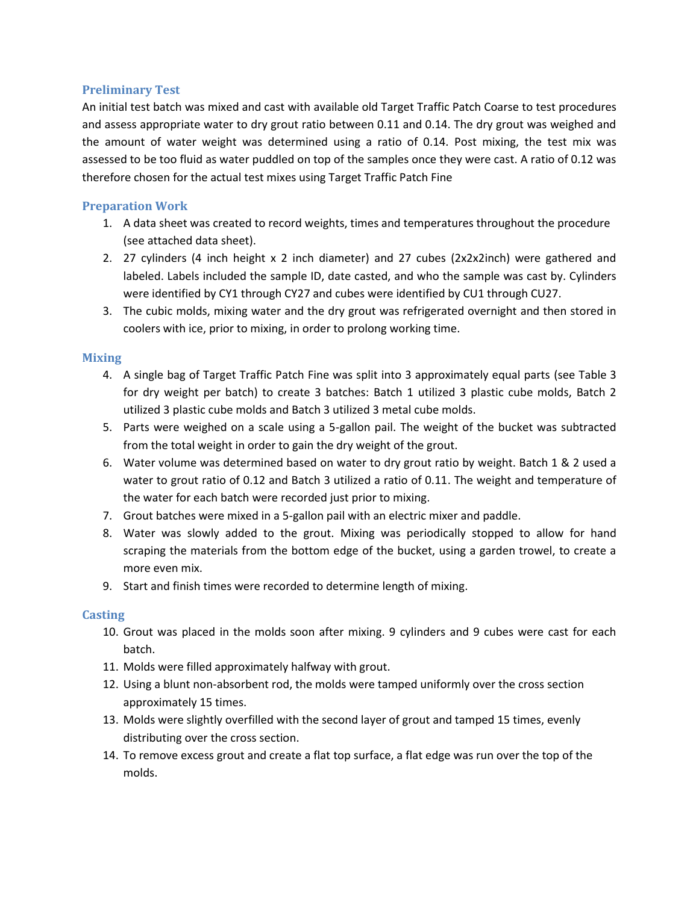### Preliminary Test

An initial test batch was mixed and cast with available old Target Traffic Patch Coarse to test procedures and assess appropriate water to dry grout ratio between 0.11 and 0.14. The dry grout was weighed and the amount of water weight was determined using a ratio of 0.14. Post mixing, the test mix was assessed to be too fluid as water puddled on top of the samples once they were cast. A ratio of 0.12 was therefore chosen for the actual test mixes using Target Traffic Patch Fine

### Preparation Work

1. A data sheet was created to record weights, times and temperatures throughout the procedure (see attached data sheet).
2. 27 cylinders (4 inch height x 2 inch diameter) and 27 cubes (2x2x2inch) were gathered and labeled. Labels included the sample ID, date casted, and who the sample was cast by. Cylinders were identified by CY1 through CY27 and cubes were identified by CU1 through CU27.
3. The cubic molds, mixing water and the dry grout was refrigerated overnight and then stored in coolers with ice, prior to mixing, in order to prolong working time.

### Mixing

4. A single bag of Target Traffic Patch Fine was split into 3 approximately equal parts (see Table 3 for dry weight per batch) to create 3 batches: Batch 1 utilized 3 plastic cube molds, Batch 2 utilized 3 plastic cube molds and Batch 3 utilized 3 metal cube molds.
5. Parts were weighed on a scale using a 5-gallon pail. The weight of the bucket was subtracted from the total weight in order to gain the dry weight of the grout.
6. Water volume was determined based on water to dry grout ratio by weight. Batch 1 & 2 used a water to grout ratio of 0.12 and Batch 3 utilized a ratio of 0.11. The weight and temperature of the water for each batch were recorded just prior to mixing.
7. Grout batches were mixed in a 5-gallon pail with an electric mixer and paddle.
8. Water was slowly added to the grout. Mixing was periodically stopped to allow for hand scraping the materials from the bottom edge of the bucket, using a garden trowel, to create a more even mix.
9. Start and finish times were recorded to determine length of mixing.

### Casting

10. Grout was placed in the molds soon after mixing. 9 cylinders and 9 cubes were cast for each batch.
11. Molds were filled approximately halfway with grout.
12. Using a blunt non-absorbent rod, the molds were tamped uniformly over the cross section approximately 15 times.
13. Molds were slightly overfilled with the second layer of grout and tamped 15 times, evenly distributing over the cross section.
14. To remove excess grout and create a flat top surface, a flat edge was run over the top of the molds.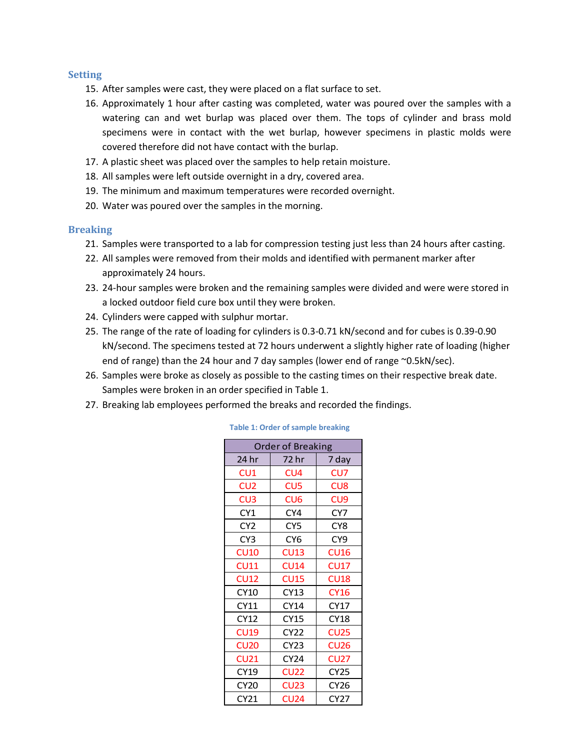### Setting

15. After samples were cast, they were placed on a flat surface to set.
16. Approximately 1 hour after casting was completed, water was poured over the samples with a watering can and wet burlap was placed over them. The tops of cylinder and brass mold specimens were in contact with the wet burlap, however specimens in plastic molds were covered therefore did not have contact with the burlap.
17. A plastic sheet was placed over the samples to help retain moisture.
18. All samples were left outside overnight in a dry, covered area.
19. The minimum and maximum temperatures were recorded overnight.
20. Water was poured over the samples in the morning.

### Breaking

21. Samples were transported to a lab for compression testing just less than 24 hours after casting.
22. All samples were removed from their molds and identified with permanent marker after approximately 24 hours.
23. 24-hour samples were broken and the remaining samples were divided and were were stored in a locked outdoor field cure box until they were broken.
24. Cylinders were capped with sulphur mortar.
25. The range of the rate of loading for cylinders is 0.3-0.71 kN/second and for cubes is 0.39-0.90 kN/second. The specimens tested at 72 hours underwent a slightly higher rate of loading (higher end of range) than the 24 hour and 7 day samples (lower end of range ~0.5kN/sec).
26. Samples were broke as closely as possible to the casting times on their respective break date. Samples were broken in an order specified in Table 1.
27. Breaking lab employees performed the breaks and recorded the findings.

Table 1: Order of sample breaking

| Order of Breaking | | |
|---|---|---|
| 24 hr | 72 hr | 7 day |
| CU1 | CU4 | CU7 |
| CU2 | CU5 | CU8 |
| CU3 | CU6 | CU9 |
| CY1 | CY4 | CY7 |
| CY2 | CY5 | CY8 |
| CY3 | CY6 | CY9 |
| CU10 | CU13 | CU16 |
| CU11 | CU14 | CU17 |
| CU12 | CU15 | CU18 |
| CY10 | CY13 | CY16 |
| CY11 | CY14 | CY17 |
| CY12 | CY15 | CY18 |
| CU19 | CY22 | CU25 |
| CU20 | CY23 | CU26 |
| CU21 | CY24 | CU27 |
| CY19 | CU22 | CY25 |
| CY20 | CU23 | CY26 |
| CY21 | CU24 | CY27 |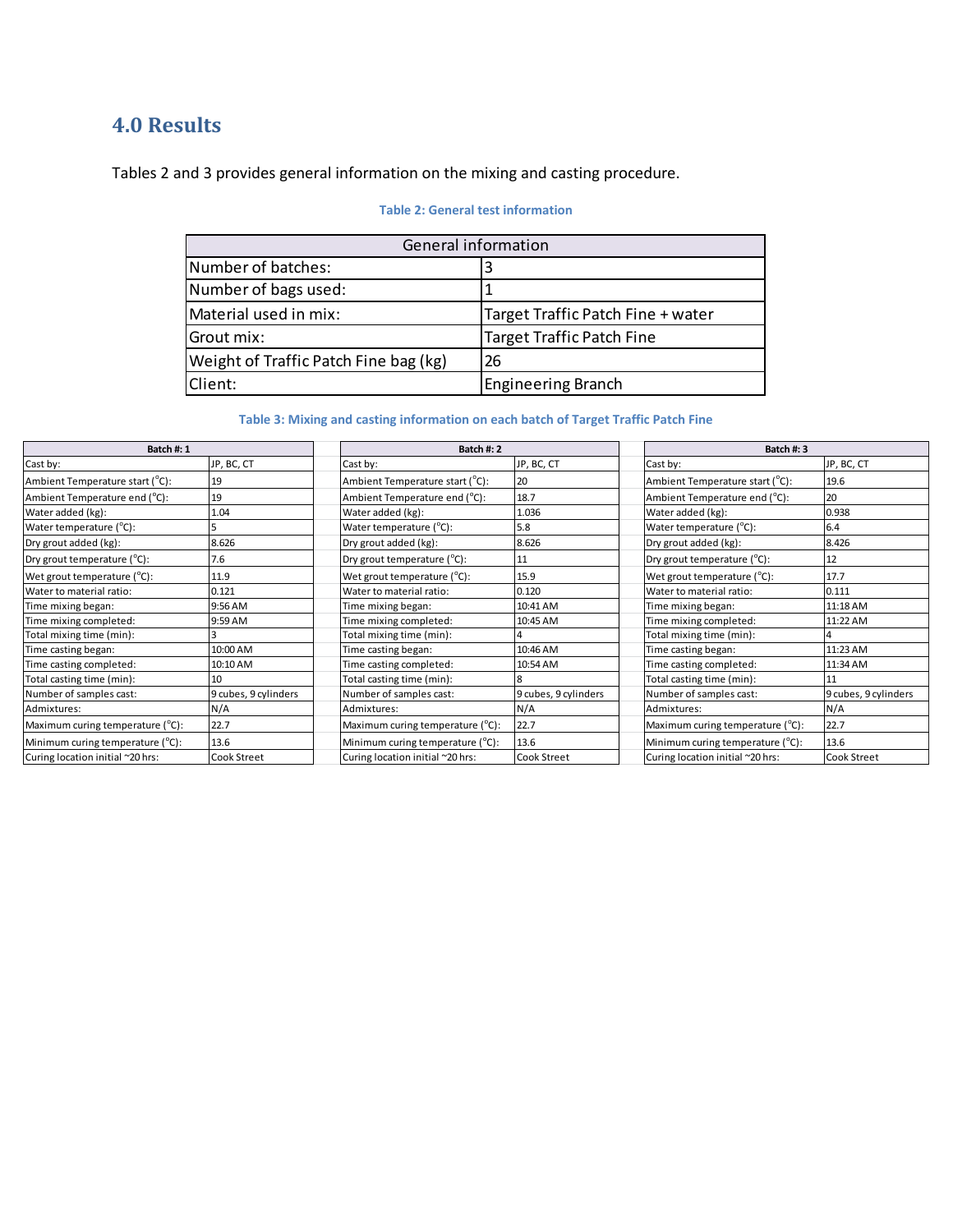## 4.0 Results

Tables 2 and 3 provides general information on the mixing and casting procedure.

**Table 2: General test information**

| General information | |
|---|---|
| Number of batches: | 3 |
| Number of bags used: | 1 |
| Material used in mix: | Target Traffic Patch Fine + water |
| Grout mix: | Target Traffic Patch Fine |
| Weight of Traffic Patch Fine bag (kg) | 26 |
| Client: | Engineering Branch |

**Table 3: Mixing and casting information on each batch of Target Traffic Patch Fine**

| Batch #: 1 | | Batch #: 2 | | Batch #: 3 | |
|---|---|---|---|---|---|
| Cast by: | JP, BC, CT | Cast by: | JP, BC, CT | Cast by: | JP, BC, CT |
| Ambient Temperature start (°C): | 19 | Ambient Temperature start (°C): | 20 | Ambient Temperature start (°C): | 19.6 |
| Ambient Temperature end (°C): | 19 | Ambient Temperature end (°C): | 18.7 | Ambient Temperature end (°C): | 20 |
| Water added (kg): | 1.04 | Water added (kg): | 1.036 | Water added (kg): | 0.938 |
| Water temperature (°C): | 5 | Water temperature (°C): | 5.8 | Water temperature (°C): | 6.4 |
| Dry grout added (kg): | 8.626 | Dry grout added (kg): | 8.626 | Dry grout added (kg): | 8.426 |
| Dry grout temperature (°C): | 7.6 | Dry grout temperature (°C): | 11 | Dry grout temperature (°C): | 12 |
| Wet grout temperature (°C): | 11.9 | Wet grout temperature (°C): | 15.9 | Wet grout temperature (°C): | 17.7 |
| Water to material ratio: | 0.121 | Water to material ratio: | 0.120 | Water to material ratio: | 0.111 |
| Time mixing began: | 9:56 AM | Time mixing began: | 10:41 AM | Time mixing began: | 11:18 AM |
| Time mixing completed: | 9:59 AM | Time mixing completed: | 10:45 AM | Time mixing completed: | 11:22 AM |
| Total mixing time (min): | 3 | Total mixing time (min): | 4 | Total mixing time (min): | 4 |
| Time casting began: | 10:00 AM | Time casting began: | 10:46 AM | Time casting began: | 11:23 AM |
| Time casting completed: | 10:10 AM | Time casting completed: | 10:54 AM | Time casting completed: | 11:34 AM |
| Total casting time (min): | 10 | Total casting time (min): | 8 | Total casting time (min): | 11 |
| Number of samples cast: | 9 cubes, 9 cylinders | Number of samples cast: | 9 cubes, 9 cylinders | Number of samples cast: | 9 cubes, 9 cylinders |
| Admixtures: | N/A | Admixtures: | N/A | Admixtures: | N/A |
| Maximum curing temperature (°C): | 22.7 | Maximum curing temperature (°C): | 22.7 | Maximum curing temperature (°C): | 22.7 |
| Minimum curing temperature (°C): | 13.6 | Minimum curing temperature (°C): | 13.6 | Minimum curing temperature (°C): | 13.6 |
| Curing location initial ~20 hrs: | Cook Street | Curing location initial ~20 hrs: | Cook Street | Curing location initial ~20 hrs: | Cook Street |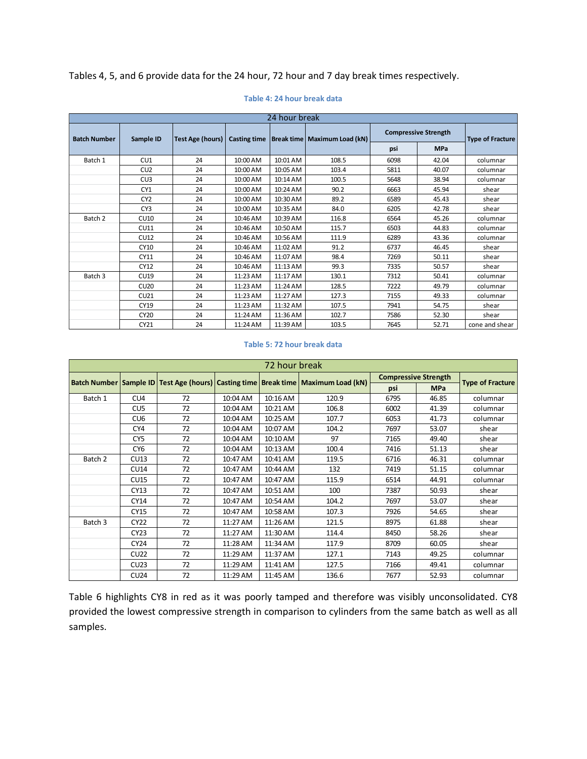Tables 4, 5, and 6 provide data for the 24 hour, 72 hour and 7 day break times respectively.

**Table 4: 24 hour break data**

| 24 hour break | | | | | | | | |
|---|---|---|---|---|---|---|---|---|
| Batch Number | Sample ID | Test Age (hours) | Casting time | Break time | Maximum Load (kN) | Compressive Strength | | Type of Fracture |
| | | | | | | psi | MPa | |
| Batch 1 | CU1 | 24 | 10:00 AM | 10:01 AM | 108.5 | 6098 | 42.04 | columnar |
| | CU2 | 24 | 10:00 AM | 10:05 AM | 103.4 | 5811 | 40.07 | columnar |
| | CU3 | 24 | 10:00 AM | 10:14 AM | 100.5 | 5648 | 38.94 | columnar |
| | CY1 | 24 | 10:00 AM | 10:24 AM | 90.2 | 6663 | 45.94 | shear |
| | CY2 | 24 | 10:00 AM | 10:30 AM | 89.2 | 6589 | 45.43 | shear |
| | CY3 | 24 | 10:00 AM | 10:35 AM | 84.0 | 6205 | 42.78 | shear |
| Batch 2 | CU10 | 24 | 10:46 AM | 10:39 AM | 116.8 | 6564 | 45.26 | columnar |
| | CU11 | 24 | 10:46 AM | 10:50 AM | 115.7 | 6503 | 44.83 | columnar |
| | CU12 | 24 | 10:46 AM | 10:56 AM | 111.9 | 6289 | 43.36 | columnar |
| | CY10 | 24 | 10:46 AM | 11:02 AM | 91.2 | 6737 | 46.45 | shear |
| | CY11 | 24 | 10:46 AM | 11:07 AM | 98.4 | 7269 | 50.11 | shear |
| | CY12 | 24 | 10:46 AM | 11:13 AM | 99.3 | 7335 | 50.57 | shear |
| Batch 3 | CU19 | 24 | 11:23 AM | 11:17 AM | 130.1 | 7312 | 50.41 | columnar |
| | CU20 | 24 | 11:23 AM | 11:24 AM | 128.5 | 7222 | 49.79 | columnar |
| | CU21 | 24 | 11:23 AM | 11:27 AM | 127.3 | 7155 | 49.33 | columnar |
| | CY19 | 24 | 11:23 AM | 11:32 AM | 107.5 | 7941 | 54.75 | shear |
| | CY20 | 24 | 11:24 AM | 11:36 AM | 102.7 | 7586 | 52.30 | shear |
| | CY21 | 24 | 11:24 AM | 11:39 AM | 103.5 | 7645 | 52.71 | cone and shear |

**Table 5: 72 hour break data**

| 72 hour break | | | | | | | | |
|---|---|---|---|---|---|---|---|---|
| Batch Number | Sample ID | Test Age (hours) | Casting time | Break time | Maximum Load (kN) | Compressive Strength | | Type of Fracture |
| | | | | | | psi | MPa | |
| Batch 1 | CU4 | 72 | 10:04 AM | 10:16 AM | 120.9 | 6795 | 46.85 | columnar |
| | CU5 | 72 | 10:04 AM | 10:21 AM | 106.8 | 6002 | 41.39 | columnar |
| | CU6 | 72 | 10:04 AM | 10:25 AM | 107.7 | 6053 | 41.73 | columnar |
| | CY4 | 72 | 10:04 AM | 10:07 AM | 104.2 | 7697 | 53.07 | shear |
| | CY5 | 72 | 10:04 AM | 10:10 AM | 97 | 7165 | 49.40 | shear |
| | CY6 | 72 | 10:04 AM | 10:13 AM | 100.4 | 7416 | 51.13 | shear |
| Batch 2 | CU13 | 72 | 10:47 AM | 10:41 AM | 119.5 | 6716 | 46.31 | columnar |
| | CU14 | 72 | 10:47 AM | 10:44 AM | 132 | 7419 | 51.15 | columnar |
| | CU15 | 72 | 10:47 AM | 10:47 AM | 115.9 | 6514 | 44.91 | columnar |
| | CY13 | 72 | 10:47 AM | 10:51 AM | 100 | 7387 | 50.93 | shear |
| | CY14 | 72 | 10:47 AM | 10:54 AM | 104.2 | 7697 | 53.07 | shear |
| | CY15 | 72 | 10:47 AM | 10:58 AM | 107.3 | 7926 | 54.65 | shear |
| Batch 3 | CY22 | 72 | 11:27 AM | 11:26 AM | 121.5 | 8975 | 61.88 | shear |
| | CY23 | 72 | 11:27 AM | 11:30 AM | 114.4 | 8450 | 58.26 | shear |
| | CY24 | 72 | 11:28 AM | 11:34 AM | 117.9 | 8709 | 60.05 | shear |
| | CU22 | 72 | 11:29 AM | 11:37 AM | 127.1 | 7143 | 49.25 | columnar |
| | CU23 | 72 | 11:29 AM | 11:41 AM | 127.5 | 7166 | 49.41 | columnar |
| | CU24 | 72 | 11:29 AM | 11:45 AM | 136.6 | 7677 | 52.93 | columnar |

Table 6 highlights CY8 in red as it was poorly tamped and therefore was visibly unconsolidated. CY8 provided the lowest compressive strength in comparison to cylinders from the same batch as well as all samples.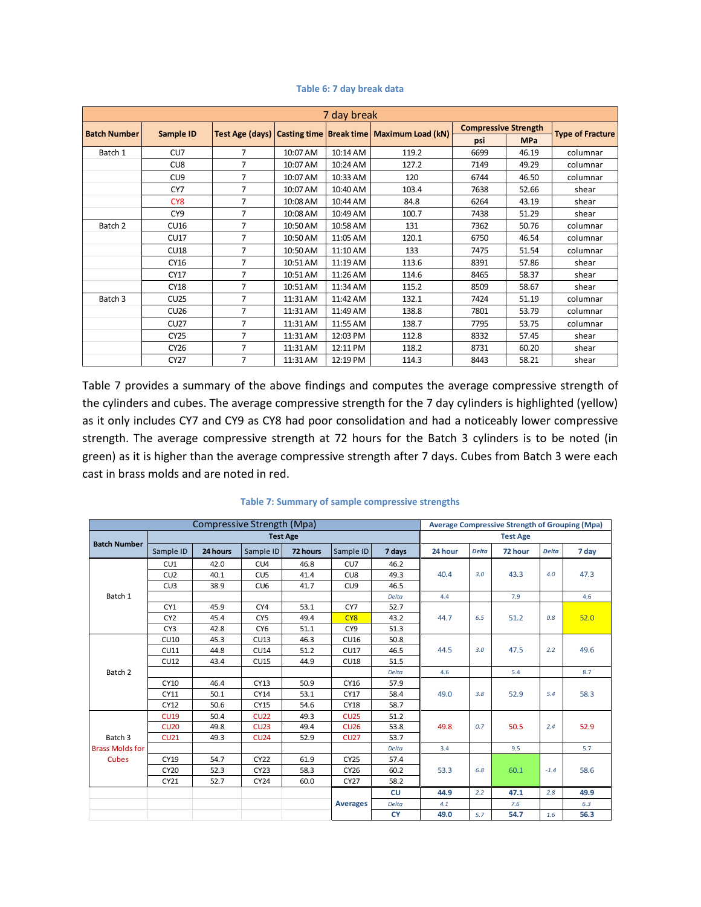**Table 6: 7 day break data**

| 7 day break | | | | | | | | |
|---|---|---|---|---|---|---|---|---|
| Batch Number | Sample ID | Test Age (days) | Casting time | Break time | Maximum Load (kN) | Compressive Strength | | Type of Fracture |
| | | | | | | psi | MPa | |
| Batch 1 | CU7 | 7 | 10:07 AM | 10:14 AM | 119.2 | 6699 | 46.19 | columnar |
| | CU8 | 7 | 10:07 AM | 10:24 AM | 127.2 | 7149 | 49.29 | columnar |
| | CU9 | 7 | 10:07 AM | 10:33 AM | 120 | 6744 | 46.50 | columnar |
| | CY7 | 7 | 10:07 AM | 10:40 AM | 103.4 | 7638 | 52.66 | shear |
| | CY8 | 7 | 10:08 AM | 10:44 AM | 84.8 | 6264 | 43.19 | shear |
| | CY9 | 7 | 10:08 AM | 10:49 AM | 100.7 | 7438 | 51.29 | shear |
| Batch 2 | CU16 | 7 | 10:50 AM | 10:58 AM | 131 | 7362 | 50.76 | columnar |
| | CU17 | 7 | 10:50 AM | 11:05 AM | 120.1 | 6750 | 46.54 | columnar |
| | CU18 | 7 | 10:50 AM | 11:10 AM | 133 | 7475 | 51.54 | columnar |
| | CY16 | 7 | 10:51 AM | 11:19 AM | 113.6 | 8391 | 57.86 | shear |
| | CY17 | 7 | 10:51 AM | 11:26 AM | 114.6 | 8465 | 58.37 | shear |
| | CY18 | 7 | 10:51 AM | 11:34 AM | 115.2 | 8509 | 58.67 | shear |
| Batch 3 | CU25 | 7 | 11:31 AM | 11:42 AM | 132.1 | 7424 | 51.19 | columnar |
| | CU26 | 7 | 11:31 AM | 11:49 AM | 138.8 | 7801 | 53.79 | columnar |
| | CU27 | 7 | 11:31 AM | 11:55 AM | 138.7 | 7795 | 53.75 | columnar |
| | CY25 | 7 | 11:31 AM | 12:03 PM | 112.8 | 8332 | 57.45 | shear |
| | CY26 | 7 | 11:31 AM | 12:11 PM | 118.2 | 8731 | 60.20 | shear |
| | CY27 | 7 | 11:31 AM | 12:19 PM | 114.3 | 8443 | 58.21 | shear |

Table 7 provides a summary of the above findings and computes the average compressive strength of the cylinders and cubes. The average compressive strength for the 7 day cylinders is highlighted (yellow) as it only includes CY7 and CY9 as CY8 had poor consolidation and had a noticeably lower compressive strength. The average compressive strength at 72 hours for the Batch 3 cylinders is to be noted (in green) as it is higher than the average compressive strength after 7 days. Cubes from Batch 3 were each cast in brass molds and are noted in red.

**Table 7: Summary of sample compressive strengths**

| Compressive Strength (Mpa) | | | | | | | Average Compressive Strength of Grouping (Mpa) | | | | |
|---|---|---|---|---|---|---|---|---|---|---|---|
| Batch Number | Test Age | | | | | | Test Age | | | | |
| | Sample ID | 24 hours | Sample ID | 72 hours | Sample ID | 7 days | 24 hour | Delta | 72 hour | Delta | 7 day |
| Batch 1 | CU1 | 42.0 | CU4 | 46.8 | CU7 | 46.2 | 40.4 | 3.0 | 43.3 | 4.0 | 47.3 |
| | CU2 | 40.1 | CU5 | 41.4 | CU8 | 49.3 | | | | | |
| | CU3 | 38.9 | CU6 | 41.7 | CU9 | 46.5 | | | | | |
| | | | | | | Delta | 4.4 | | 7.9 | | 4.6 |
| | CY1 | 45.9 | CY4 | 53.1 | CY7 | 52.7 | 44.7 | 6.5 | 51.2 | 0.8 | 52.0 |
| | CY2 | 45.4 | CY5 | 49.4 | CY8 | 43.2 | | | | | |
| | CY3 | 42.8 | CY6 | 51.1 | CY9 | 51.3 | | | | | |
| Batch 2 | CU10 | 45.3 | CU13 | 46.3 | CU16 | 50.8 | 44.5 | 3.0 | 47.5 | 2.2 | 49.6 |
| | CU11 | 44.8 | CU14 | 51.2 | CU17 | 46.5 | | | | | |
| | CU12 | 43.4 | CU15 | 44.9 | CU18 | 51.5 | | | | | |
| | | | | | | Delta | 4.6 | | 5.4 | | 8.7 |
| | CY10 | 46.4 | CY13 | 50.9 | CY16 | 57.9 | 49.0 | 3.8 | 52.9 | 5.4 | 58.3 |
| | CY11 | 50.1 | CY14 | 53.1 | CY17 | 58.4 | | | | | |
| | CY12 | 50.6 | CY15 | 54.6 | CY18 | 58.7 | | | | | |
| Batch 3 Brass Molds for Cubes | CU19 | 50.4 | CU22 | 49.3 | CU25 | 51.2 | 49.8 | 0.7 | 50.5 | 2.4 | 52.9 |
| | CU20 | 49.8 | CU23 | 49.4 | CU26 | 53.8 | | | | | |
| | CU21 | 49.3 | CU24 | 52.9 | CU27 | 53.7 | | | | | |
| | | | | | | Delta | 3.4 | | 9.5 | | 5.7 |
| | CY19 | 54.7 | CY22 | 61.9 | CY25 | 57.4 | 53.3 | 6.8 | 60.1 | -1.4 | 58.6 |
| | CY20 | 52.3 | CY23 | 58.3 | CY26 | 60.2 | | | | | |
| | CY21 | 52.7 | CY24 | 60.0 | CY27 | 58.2 | | | | | |
| | | | | | Averages | CU | 44.9 | 2.2 | 47.1 | 2.8 | 49.9 |
| | | | | | | Delta | 4.1 | | 7.6 | | 6.3 |
| | | | | | | CY | 49.0 | 5.7 | 54.7 | 1.6 | 56.3 |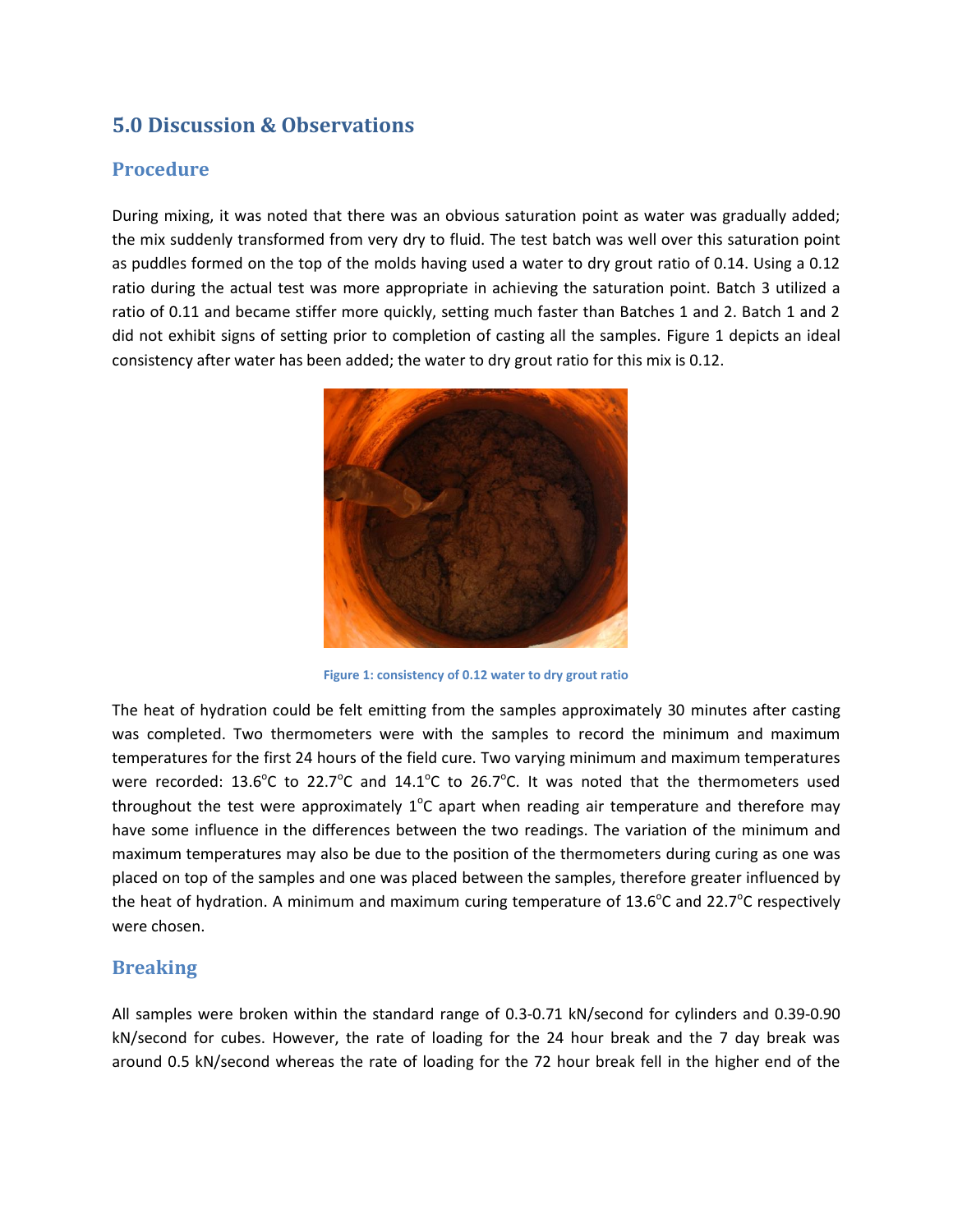## 5.0 Discussion & Observations

### Procedure

During mixing, it was noted that there was an obvious saturation point as water was gradually added; the mix suddenly transformed from very dry to fluid. The test batch was well over this saturation point as puddles formed on the top of the molds having used a water to dry grout ratio of 0.14. Using a 0.12 ratio during the actual test was more appropriate in achieving the saturation point. Batch 3 utilized a ratio of 0.11 and became stiffer more quickly, setting much faster than Batches 1 and 2. Batch 1 and 2 did not exhibit signs of setting prior to completion of casting all the samples. Figure 1 depicts an ideal consistency after water has been added; the water to dry grout ratio for this mix is 0.12.

Figure 1: consistency of 0.12 water to dry grout ratio

The heat of hydration could be felt emitting from the samples approximately 30 minutes after casting was completed. Two thermometers were with the samples to record the minimum and maximum temperatures for the first 24 hours of the field cure. Two varying minimum and maximum temperatures were recorded: 13.6°C to 22.7°C and 14.1°C to 26.7°C. It was noted that the thermometers used throughout the test were approximately 1°C apart when reading air temperature and therefore may have some influence in the differences between the two readings. The variation of the minimum and maximum temperatures may also be due to the position of the thermometers during curing as one was placed on top of the samples and one was placed between the samples, therefore greater influenced by the heat of hydration. A minimum and maximum curing temperature of 13.6°C and 22.7°C respectively were chosen.

### Breaking

All samples were broken within the standard range of 0.3-0.71 kN/second for cylinders and 0.39-0.90 kN/second for cubes. However, the rate of loading for the 24 hour break and the 7 day break was around 0.5 kN/second whereas the rate of loading for the 72 hour break fell in the higher end of the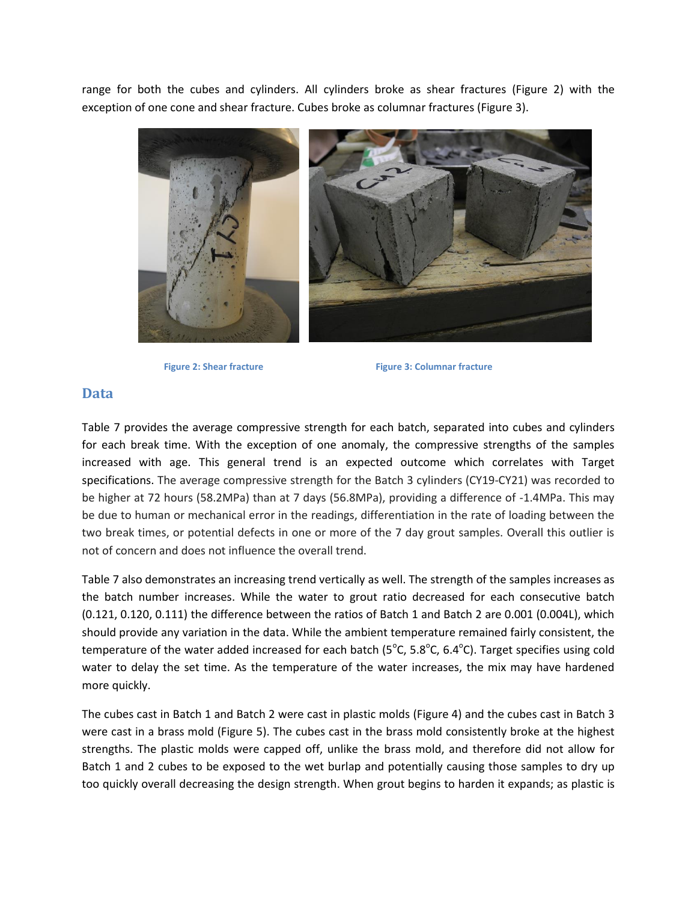range for both the cubes and cylinders. All cylinders broke as shear fractures (Figure 2) with the exception of one cone and shear fracture. Cubes broke as columnar fractures (Figure 3).

**Figure 2: Shear fracture**

**Figure 3: Columnar fracture**

## Data

Table 7 provides the average compressive strength for each batch, separated into cubes and cylinders for each break time. With the exception of one anomaly, the compressive strengths of the samples increased with age. This general trend is an expected outcome which correlates with Target specifications. The average compressive strength for the Batch 3 cylinders (CY19-CY21) was recorded to be higher at 72 hours (58.2MPa) than at 7 days (56.8MPa), providing a difference of -1.4MPa. This may be due to human or mechanical error in the readings, differentiation in the rate of loading between the two break times, or potential defects in one or more of the 7 day grout samples. Overall this outlier is not of concern and does not influence the overall trend.

Table 7 also demonstrates an increasing trend vertically as well. The strength of the samples increases as the batch number increases. While the water to grout ratio decreased for each consecutive batch (0.121, 0.120, 0.111) the difference between the ratios of Batch 1 and Batch 2 are 0.001 (0.004L), which should provide any variation in the data. While the ambient temperature remained fairly consistent, the temperature of the water added increased for each batch (5°C, 5.8°C, 6.4°C). Target specifies using cold water to delay the set time. As the temperature of the water increases, the mix may have hardened more quickly.

The cubes cast in Batch 1 and Batch 2 were cast in plastic molds (Figure 4) and the cubes cast in Batch 3 were cast in a brass mold (Figure 5). The cubes cast in the brass mold consistently broke at the highest strengths. The plastic molds were capped off, unlike the brass mold, and therefore did not allow for Batch 1 and 2 cubes to be exposed to the wet burlap and potentially causing those samples to dry up too quickly overall decreasing the design strength. When grout begins to harden it expands; as plastic is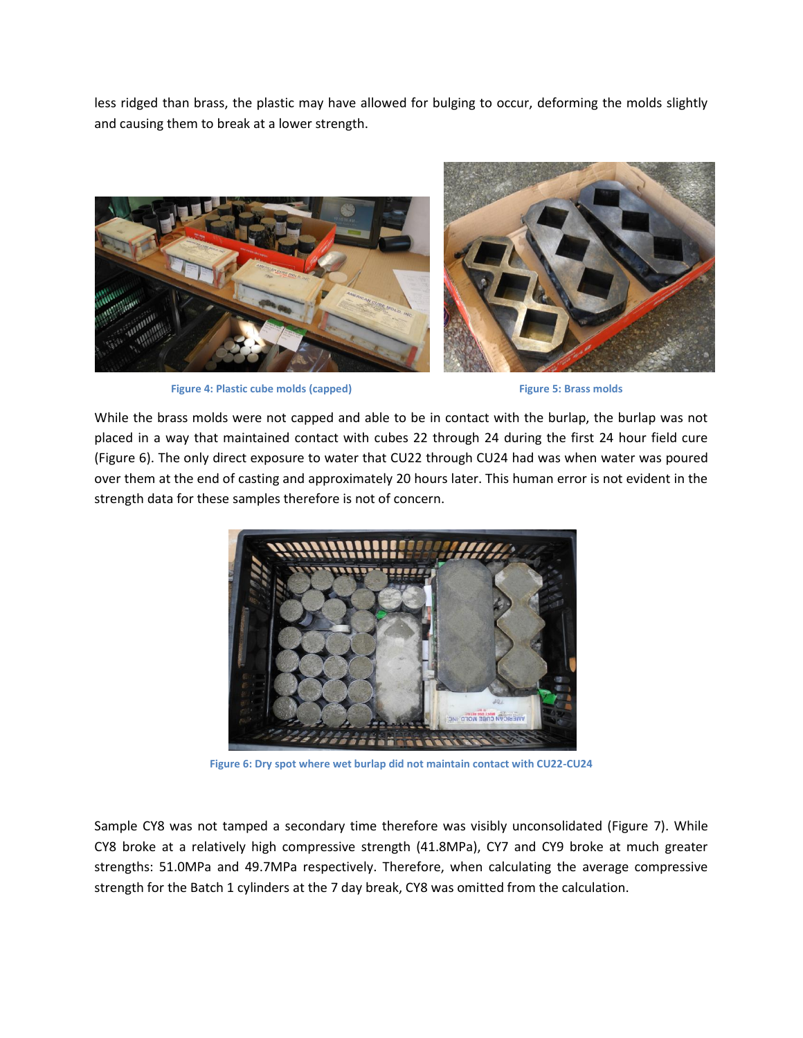less ridged than brass, the plastic may have allowed for bulging to occur, deforming the molds slightly and causing them to break at a lower strength.

Figure 4: Plastic cube molds (capped)

Figure 5: Brass molds

While the brass molds were not capped and able to be in contact with the burlap, the burlap was not placed in a way that maintained contact with cubes 22 through 24 during the first 24 hour field cure (Figure 6). The only direct exposure to water that CU22 through CU24 had was when water was poured over them at the end of casting and approximately 20 hours later. This human error is not evident in the strength data for these samples therefore is not of concern.

Figure 6: Dry spot where wet burlap did not maintain contact with CU22-CU24

Sample CY8 was not tamped a secondary time therefore was visibly unconsolidated (Figure 7). While CY8 broke at a relatively high compressive strength (41.8MPa), CY7 and CY9 broke at much greater strengths: 51.0MPa and 49.7MPa respectively. Therefore, when calculating the average compressive strength for the Batch 1 cylinders at the 7 day break, CY8 was omitted from the calculation.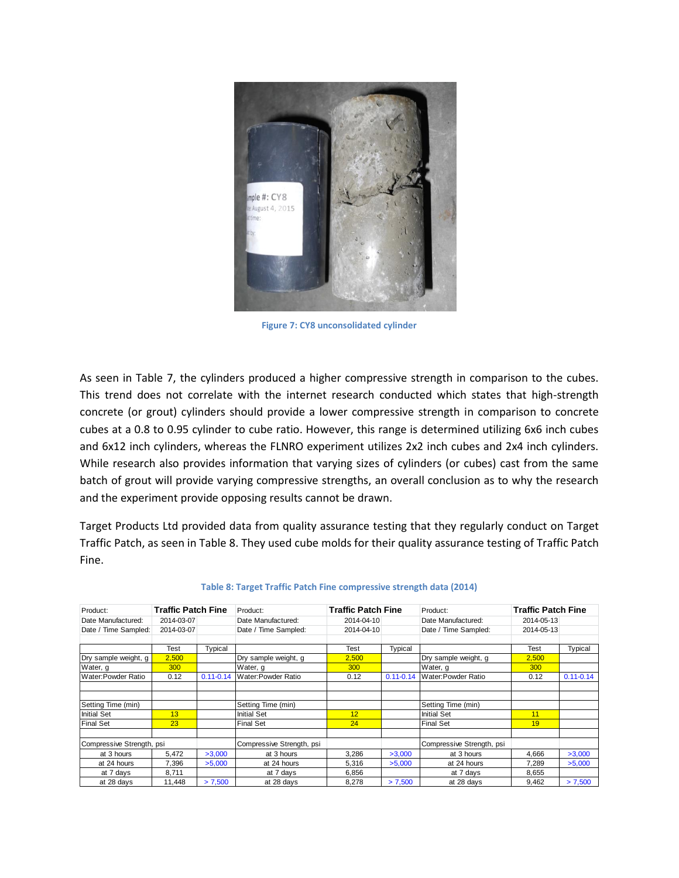Figure 7: CY8 unconsolidated cylinder

As seen in Table 7, the cylinders produced a higher compressive strength in comparison to the cubes. This trend does not correlate with the internet research conducted which states that high-strength concrete (or grout) cylinders should provide a lower compressive strength in comparison to concrete cubes at a 0.8 to 0.95 cylinder to cube ratio. However, this range is determined utilizing 6x6 inch cubes and 6x12 inch cylinders, whereas the FLNRO experiment utilizes 2x2 inch cubes and 2x4 inch cylinders. While research also provides information that varying sizes of cylinders (or cubes) cast from the same batch of grout will provide varying compressive strengths, an overall conclusion as to why the research and the experiment provide opposing results cannot be drawn.

Target Products Ltd provided data from quality assurance testing that they regularly conduct on Target Traffic Patch, as seen in Table 8. They used cube molds for their quality assurance testing of Traffic Patch Fine.

Table 8: Target Traffic Patch Fine compressive strength data (2014)

| Product: | **Traffic Patch Fine** | | Product: | **Traffic Patch Fine** | | Product: | **Traffic Patch Fine** | |
|---|---|---|---|---|---|---|---|---|
| Date Manufactured: | 2014-03-07 | | Date Manufactured: | 2014-04-10 | | Date Manufactured: | 2014-05-13 | |
| Date / Time Sampled: | 2014-03-07 | | Date / Time Sampled: | 2014-04-10 | | Date / Time Sampled: | 2014-05-13 | |
| | | | | | | | | |
| | Test | Typical | | Test | Typical | | Test | Typical |
| Dry sample weight, g | 2,500 | | Dry sample weight, g | 2,500 | | Dry sample weight, g | 2,500 | |
| Water, g | 300 | | Water, g | 300 | | Water, g | 300 | |
| Water:Powder Ratio | 0.12 | 0.11-0.14 | Water:Powder Ratio | 0.12 | 0.11-0.14 | Water:Powder Ratio | 0.12 | 0.11-0.14 |
| | | | | | | | | |
| | | | | | | | | |
| Setting Time (min) | | | Setting Time (min) | | | Setting Time (min) | | |
| Initial Set | 13 | | Initial Set | 12 | | Initial Set | 11 | |
| Final Set | 23 | | Final Set | 24 | | Final Set | 19 | |
| | | | | | | | | |
| Compressive Strength, psi | | | Compressive Strength, psi | | | Compressive Strength, psi | | |
| at 3 hours | 5,472 | >3,000 | at 3 hours | 3,286 | >3,000 | at 3 hours | 4,666 | >3,000 |
| at 24 hours | 7,396 | >5,000 | at 24 hours | 5,316 | >5,000 | at 24 hours | 7,289 | >5,000 |
| at 7 days | 8,711 | | at 7 days | 6,856 | | at 7 days | 8,655 | |
| at 28 days | 11,448 | > 7,500 | at 28 days | 8,278 | > 7,500 | at 28 days | 9,462 | > 7,500 |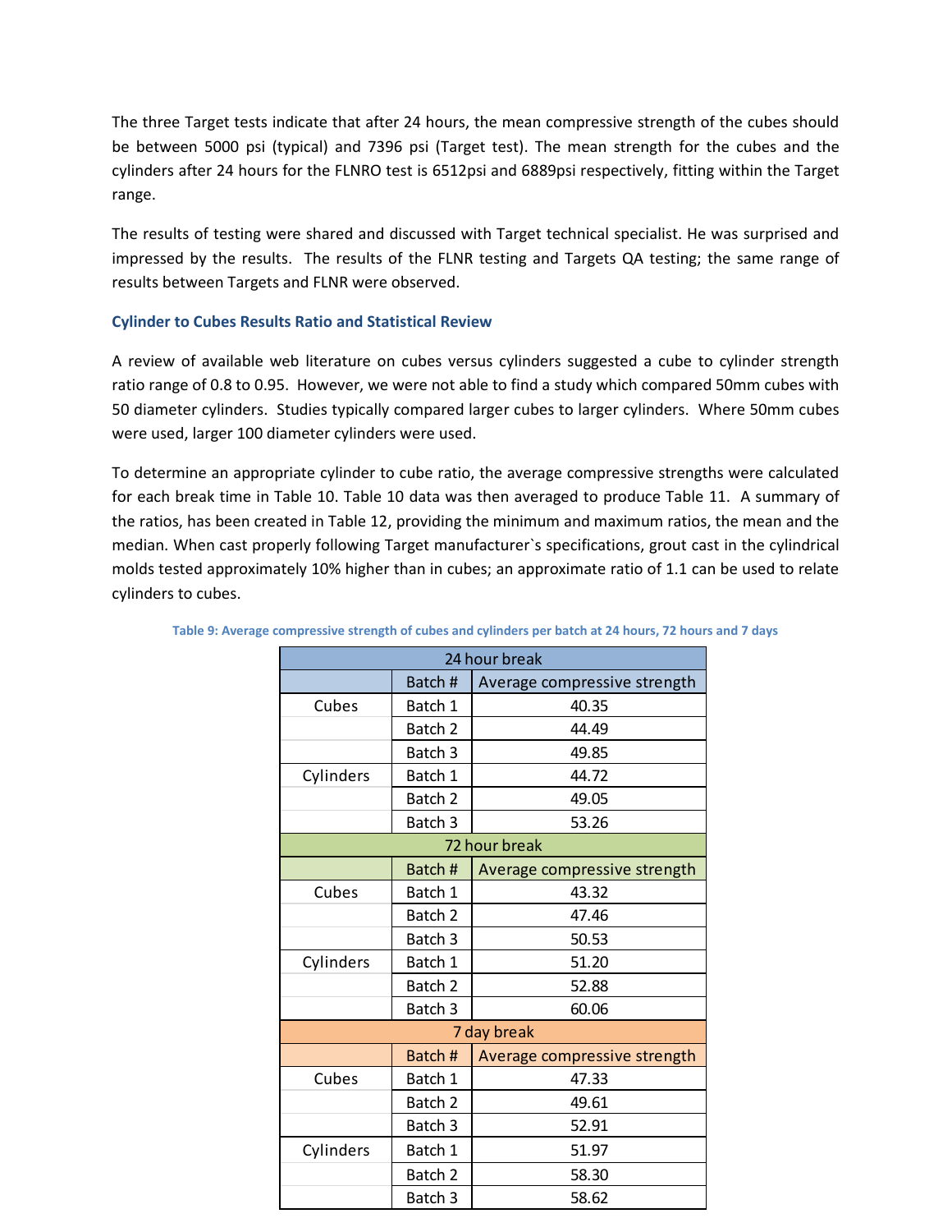The three Target tests indicate that after 24 hours, the mean compressive strength of the cubes should be between 5000 psi (typical) and 7396 psi (Target test). The mean strength for the cubes and the cylinders after 24 hours for the FLNRO test is 6512psi and 6889psi respectively, fitting within the Target range.

The results of testing were shared and discussed with Target technical specialist. He was surprised and impressed by the results. The results of the FLNR testing and Targets QA testing; the same range of results between Targets and FLNR were observed.

### Cylinder to Cubes Results Ratio and Statistical Review

A review of available web literature on cubes versus cylinders suggested a cube to cylinder strength ratio range of 0.8 to 0.95. However, we were not able to find a study which compared 50mm cubes with 50 diameter cylinders. Studies typically compared larger cubes to larger cylinders. Where 50mm cubes were used, larger 100 diameter cylinders were used.

To determine an appropriate cylinder to cube ratio, the average compressive strengths were calculated for each break time in Table 10. Table 10 data was then averaged to produce Table 11. A summary of the ratios, has been created in Table 12, providing the minimum and maximum ratios, the mean and the median. When cast properly following Target manufacturer`s specifications, grout cast in the cylindrical molds tested approximately 10% higher than in cubes; an approximate ratio of 1.1 can be used to relate cylinders to cubes.

**Table 9: Average compressive strength of cubes and cylinders per batch at 24 hours, 72 hours and 7 days**

| 24 hour break | | |
|---|---|---|
| | Batch # | Average compressive strength |
| Cubes | Batch 1 | 40.35 |
| | Batch 2 | 44.49 |
| | Batch 3 | 49.85 |
| Cylinders | Batch 1 | 44.72 |
| | Batch 2 | 49.05 |
| | Batch 3 | 53.26 |
| **72 hour break** | | |
| | Batch # | Average compressive strength |
| Cubes | Batch 1 | 43.32 |
| | Batch 2 | 47.46 |
| | Batch 3 | 50.53 |
| Cylinders | Batch 1 | 51.20 |
| | Batch 2 | 52.88 |
| | Batch 3 | 60.06 |
| **7 day break** | | |
| | Batch # | Average compressive strength |
| Cubes | Batch 1 | 47.33 |
| | Batch 2 | 49.61 |
| | Batch 3 | 52.91 |
| Cylinders | Batch 1 | 51.97 |
| | Batch 2 | 58.30 |
| | Batch 3 | 58.62 |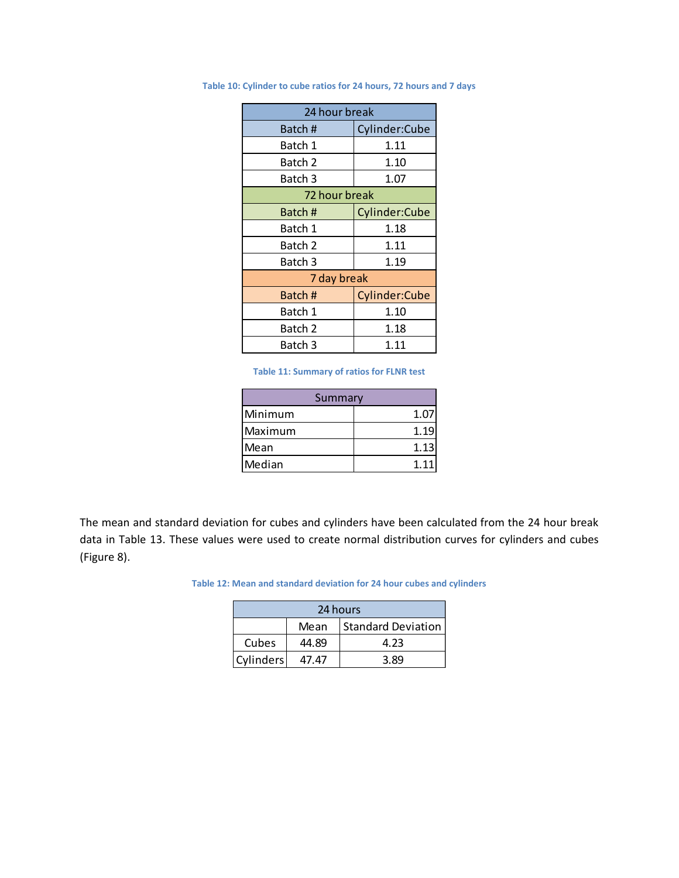Table 10: Cylinder to cube ratios for 24 hours, 72 hours and 7 days

| 24 hour break | |
|---|---|
| Batch # | Cylinder:Cube |
| Batch 1 | 1.11 |
| Batch 2 | 1.10 |
| Batch 3 | 1.07 |
| **72 hour break** | |
| Batch # | Cylinder:Cube |
| Batch 1 | 1.18 |
| Batch 2 | 1.11 |
| Batch 3 | 1.19 |
| **7 day break** | |
| Batch # | Cylinder:Cube |
| Batch 1 | 1.10 |
| Batch 2 | 1.18 |
| Batch 3 | 1.11 |

Table 11: Summary of ratios for FLNR test

| Summary | |
|---|---|
| Minimum | 1.07 |
| Maximum | 1.19 |
| Mean | 1.13 |
| Median | 1.11 |

The mean and standard deviation for cubes and cylinders have been calculated from the 24 hour break data in Table 13. These values were used to create normal distribution curves for cylinders and cubes (Figure 8).

Table 12: Mean and standard deviation for 24 hour cubes and cylinders

| 24 hours | | |
|---|---|---|
| | Mean | Standard Deviation |
| Cubes | 44.89 | 4.23 |
| Cylinders | 47.47 | 3.89 |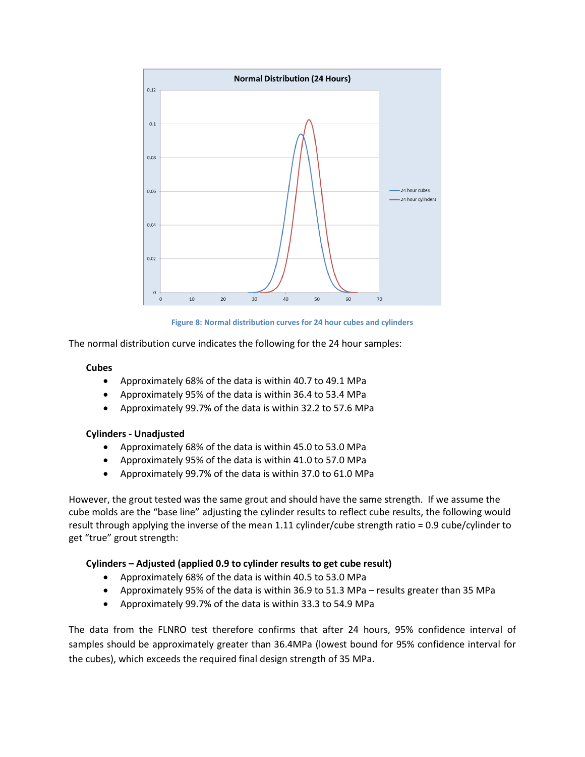Figure 8: Normal distribution curves for 24 hour cubes and cylinders

The normal distribution curve indicates the following for the 24 hour samples:

**Cubes**

- Approximately 68% of the data is within 40.7 to 49.1 MPa
- Approximately 95% of the data is within 36.4 to 53.4 MPa
- Approximately 99.7% of the data is within 32.2 to 57.6 MPa

**Cylinders - Unadjusted**

- Approximately 68% of the data is within 45.0 to 53.0 MPa
- Approximately 95% of the data is within 41.0 to 57.0 MPa
- Approximately 99.7% of the data is within 37.0 to 61.0 MPa

However, the grout tested was the same grout and should have the same strength. If we assume the cube molds are the "base line" adjusting the cylinder results to reflect cube results, the following would result through applying the inverse of the mean 1.11 cylinder/cube strength ratio = 0.9 cube/cylinder to get "true" grout strength:

**Cylinders – Adjusted (applied 0.9 to cylinder results to get cube result)**

- Approximately 68% of the data is within 40.5 to 53.0 MPa
- Approximately 95% of the data is within 36.9 to 51.3 MPa – results greater than 35 MPa
- Approximately 99.7% of the data is within 33.3 to 54.9 MPa

The data from the FLNRO test therefore confirms that after 24 hours, 95% confidence interval of samples should be approximately greater than 36.4MPa (lowest bound for 95% confidence interval for the cubes), which exceeds the required final design strength of 35 MPa.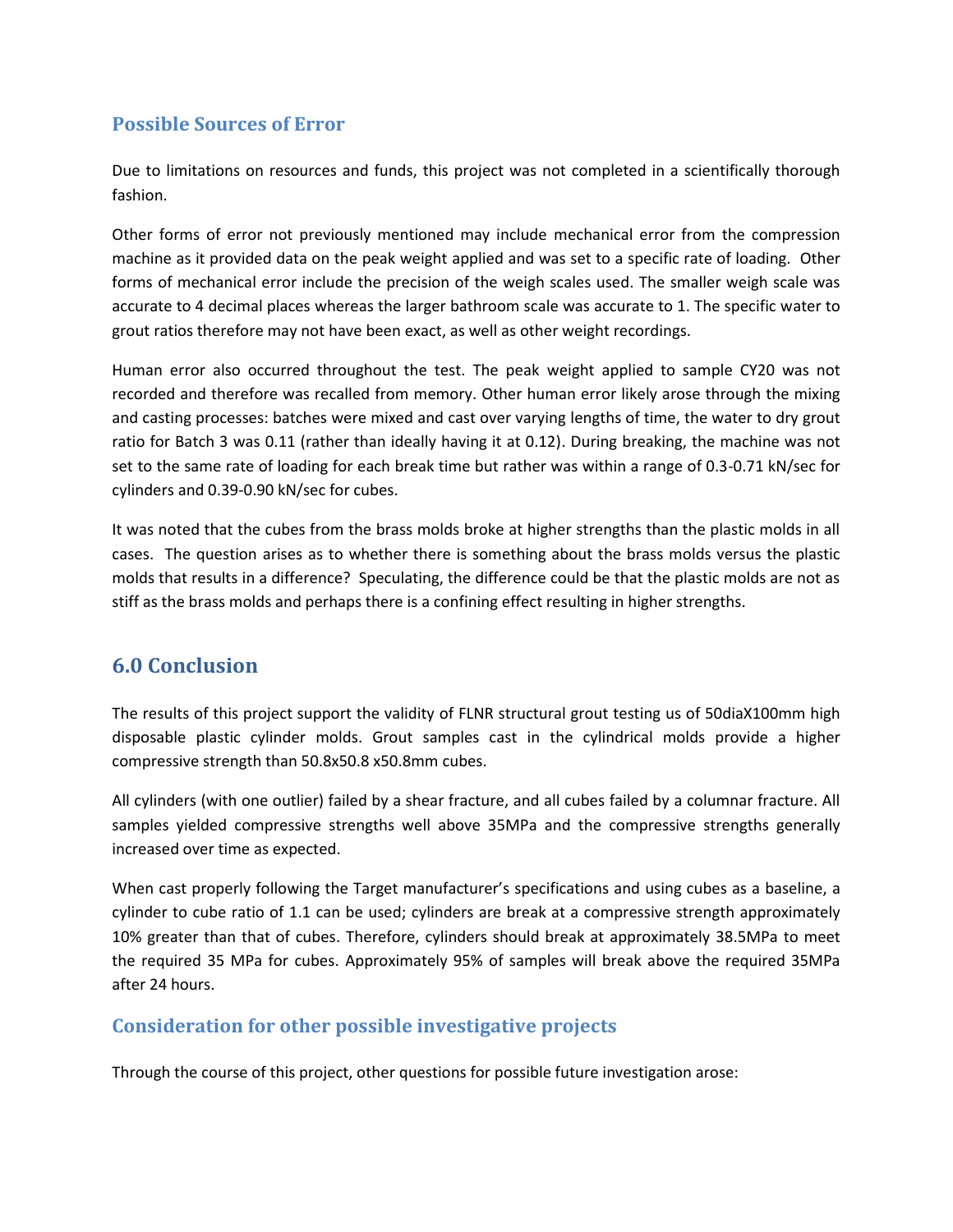### Possible Sources of Error

Due to limitations on resources and funds, this project was not completed in a scientifically thorough fashion.

Other forms of error not previously mentioned may include mechanical error from the compression machine as it provided data on the peak weight applied and was set to a specific rate of loading. Other forms of mechanical error include the precision of the weigh scales used. The smaller weigh scale was accurate to 4 decimal places whereas the larger bathroom scale was accurate to 1. The specific water to grout ratios therefore may not have been exact, as well as other weight recordings.

Human error also occurred throughout the test. The peak weight applied to sample CY20 was not recorded and therefore was recalled from memory. Other human error likely arose through the mixing and casting processes: batches were mixed and cast over varying lengths of time, the water to dry grout ratio for Batch 3 was 0.11 (rather than ideally having it at 0.12). During breaking, the machine was not set to the same rate of loading for each break time but rather was within a range of 0.3-0.71 kN/sec for cylinders and 0.39-0.90 kN/sec for cubes.

It was noted that the cubes from the brass molds broke at higher strengths than the plastic molds in all cases. The question arises as to whether there is something about the brass molds versus the plastic molds that results in a difference? Speculating, the difference could be that the plastic molds are not as stiff as the brass molds and perhaps there is a confining effect resulting in higher strengths.

## 6.0 Conclusion

The results of this project support the validity of FLNR structural grout testing us of 50diaX100mm high disposable plastic cylinder molds. Grout samples cast in the cylindrical molds provide a higher compressive strength than 50.8x50.8 x50.8mm cubes.

All cylinders (with one outlier) failed by a shear fracture, and all cubes failed by a columnar fracture. All samples yielded compressive strengths well above 35MPa and the compressive strengths generally increased over time as expected.

When cast properly following the Target manufacturer's specifications and using cubes as a baseline, a cylinder to cube ratio of 1.1 can be used; cylinders are break at a compressive strength approximately 10% greater than that of cubes. Therefore, cylinders should break at approximately 38.5MPa to meet the required 35 MPa for cubes. Approximately 95% of samples will break above the required 35MPa after 24 hours.

### Consideration for other possible investigative projects

Through the course of this project, other questions for possible future investigation arose: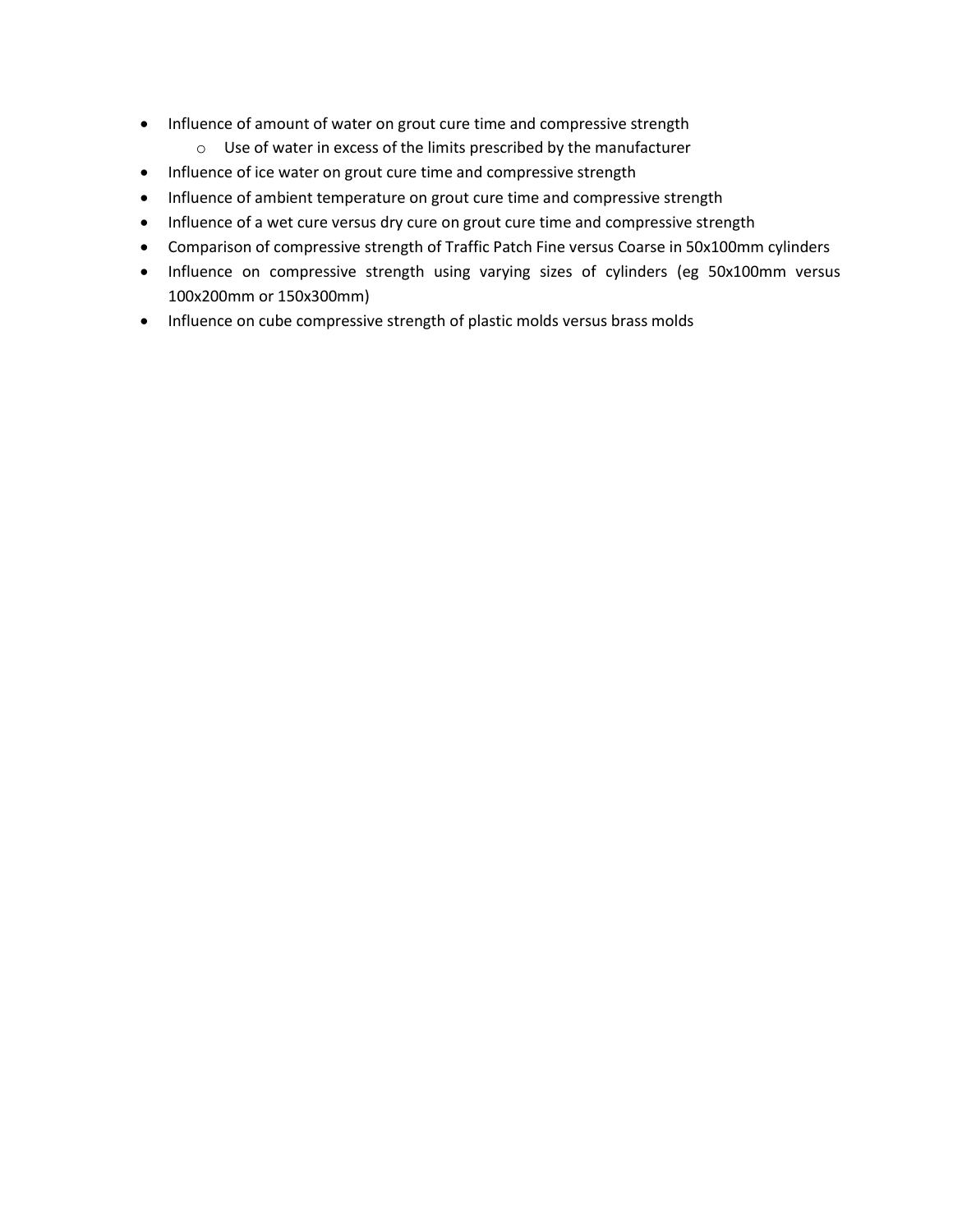- Influence of amount of water on grout cure time and compressive strength
    - Use of water in excess of the limits prescribed by the manufacturer
- Influence of ice water on grout cure time and compressive strength
- Influence of ambient temperature on grout cure time and compressive strength
- Influence of a wet cure versus dry cure on grout cure time and compressive strength
- Comparison of compressive strength of Traffic Patch Fine versus Coarse in 50x100mm cylinders
- Influence on compressive strength using varying sizes of cylinders (eg 50x100mm versus 100x200mm or 150x300mm)
- Influence on cube compressive strength of plastic molds versus brass molds